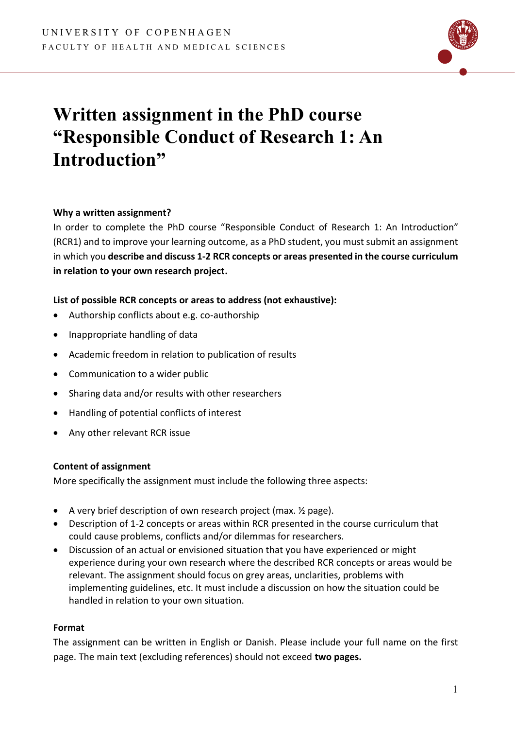UNIVERSITY OF COPENHAGEN

FACULTY OF HEALTH AND MEDICAL SCIENCES

# Written assignment in the PhD course "Responsible Conduct of Research 1: An Introduction"

**Why a written assignment?**

In order to complete the PhD course "Responsible Conduct of Research 1: An Introduction" (RCR1) and to improve your learning outcome, as a PhD student, you must submit an assignment in which you **describe and discuss 1-2 RCR concepts or areas presented in the course curriculum in relation to your own research project.**

**List of possible RCR concepts or areas to address (not exhaustive):**

- Authorship conflicts about e.g. co-authorship
- Inappropriate handling of data
- Academic freedom in relation to publication of results
- Communication to a wider public
- Sharing data and/or results with other researchers
- Handling of potential conflicts of interest
- Any other relevant RCR issue

**Content of assignment**

More specifically the assignment must include the following three aspects:

- A very brief description of own research project (max. ½ page).
- Description of 1-2 concepts or areas within RCR presented in the course curriculum that could cause problems, conflicts and/or dilemmas for researchers.
- Discussion of an actual or envisioned situation that you have experienced or might experience during your own research where the described RCR concepts or areas would be relevant. The assignment should focus on grey areas, unclarities, problems with implementing guidelines, etc. It must include a discussion on how the situation could be handled in relation to your own situation.

**Format**

The assignment can be written in English or Danish. Please include your full name on the first page. The main text (excluding references) should not exceed **two pages.**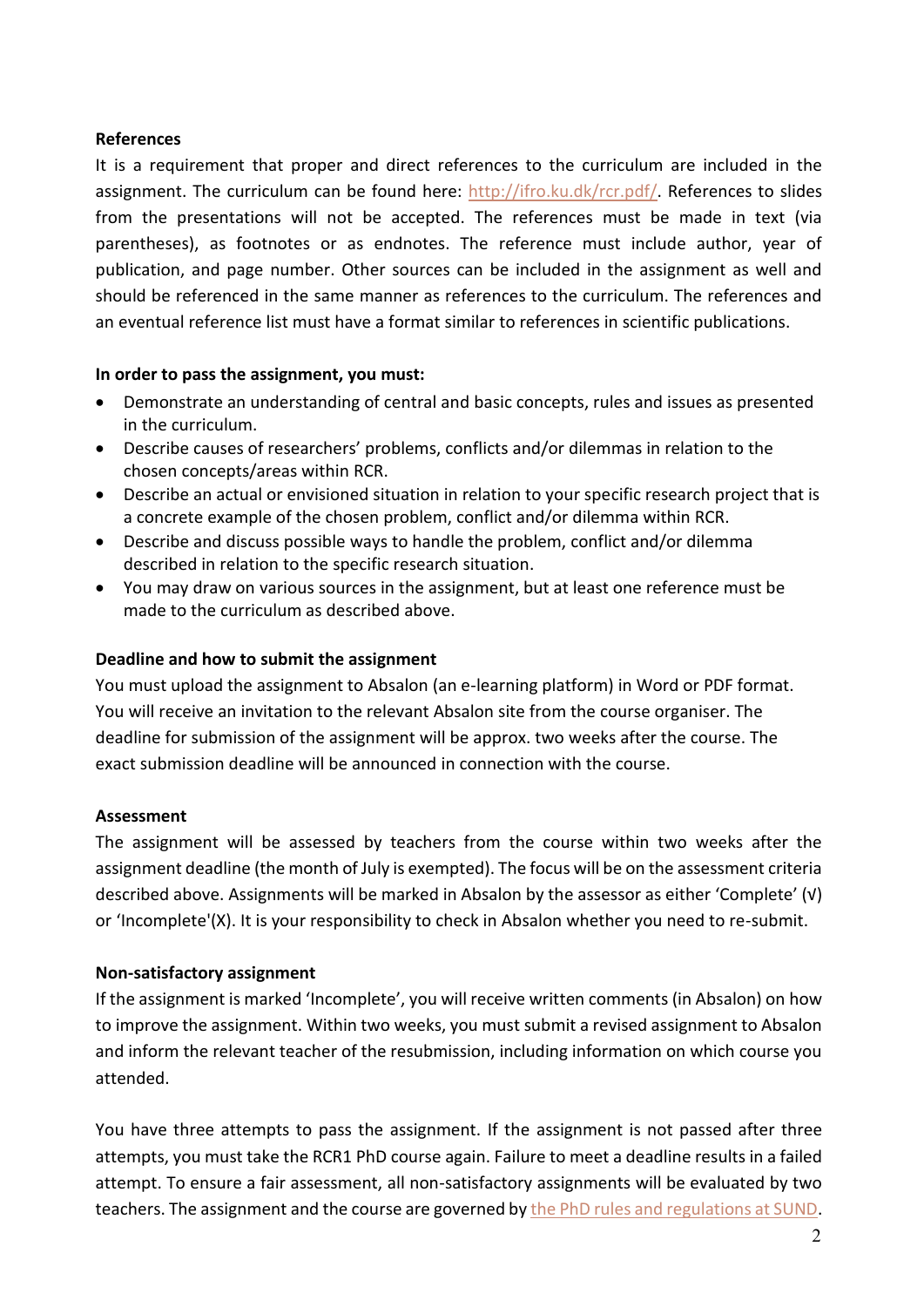**References**

It is a requirement that proper and direct references to the curriculum are included in the assignment. The curriculum can be found here: [http://ifro.ku.dk/rcr.pdf/](http://ifro.ku.dk/rcr.pdf/). References to slides from the presentations will not be accepted. The references must be made in text (via parentheses), as footnotes or as endnotes. The reference must include author, year of publication, and page number. Other sources can be included in the assignment as well and should be referenced in the same manner as references to the curriculum. The references and an eventual reference list must have a format similar to references in scientific publications.

**In order to pass the assignment, you must:**

- Demonstrate an understanding of central and basic concepts, rules and issues as presented in the curriculum.
- Describe causes of researchers' problems, conflicts and/or dilemmas in relation to the chosen concepts/areas within RCR.
- Describe an actual or envisioned situation in relation to your specific research project that is a concrete example of the chosen problem, conflict and/or dilemma within RCR.
- Describe and discuss possible ways to handle the problem, conflict and/or dilemma described in relation to the specific research situation.
- You may draw on various sources in the assignment, but at least one reference must be made to the curriculum as described above.

**Deadline and how to submit the assignment**

You must upload the assignment to Absalon (an e-learning platform) in Word or PDF format. You will receive an invitation to the relevant Absalon site from the course organiser. The deadline for submission of the assignment will be approx. two weeks after the course. The exact submission deadline will be announced in connection with the course.

**Assessment**

The assignment will be assessed by teachers from the course within two weeks after the assignment deadline (the month of July is exempted). The focus will be on the assessment criteria described above. Assignments will be marked in Absalon by the assessor as either 'Complete' (√) or 'Incomplete'(X). It is your responsibility to check in Absalon whether you need to re-submit.

**Non-satisfactory assignment**

If the assignment is marked 'Incomplete', you will receive written comments (in Absalon) on how to improve the assignment. Within two weeks, you must submit a revised assignment to Absalon and inform the relevant teacher of the resubmission, including information on which course you attended.

You have three attempts to pass the assignment. If the assignment is not passed after three attempts, you must take the RCR1 PhD course again. Failure to meet a deadline results in a failed attempt. To ensure a fair assessment, all non-satisfactory assignments will be evaluated by two teachers. The assignment and the course are governed by the PhD rules and regulations at SUND.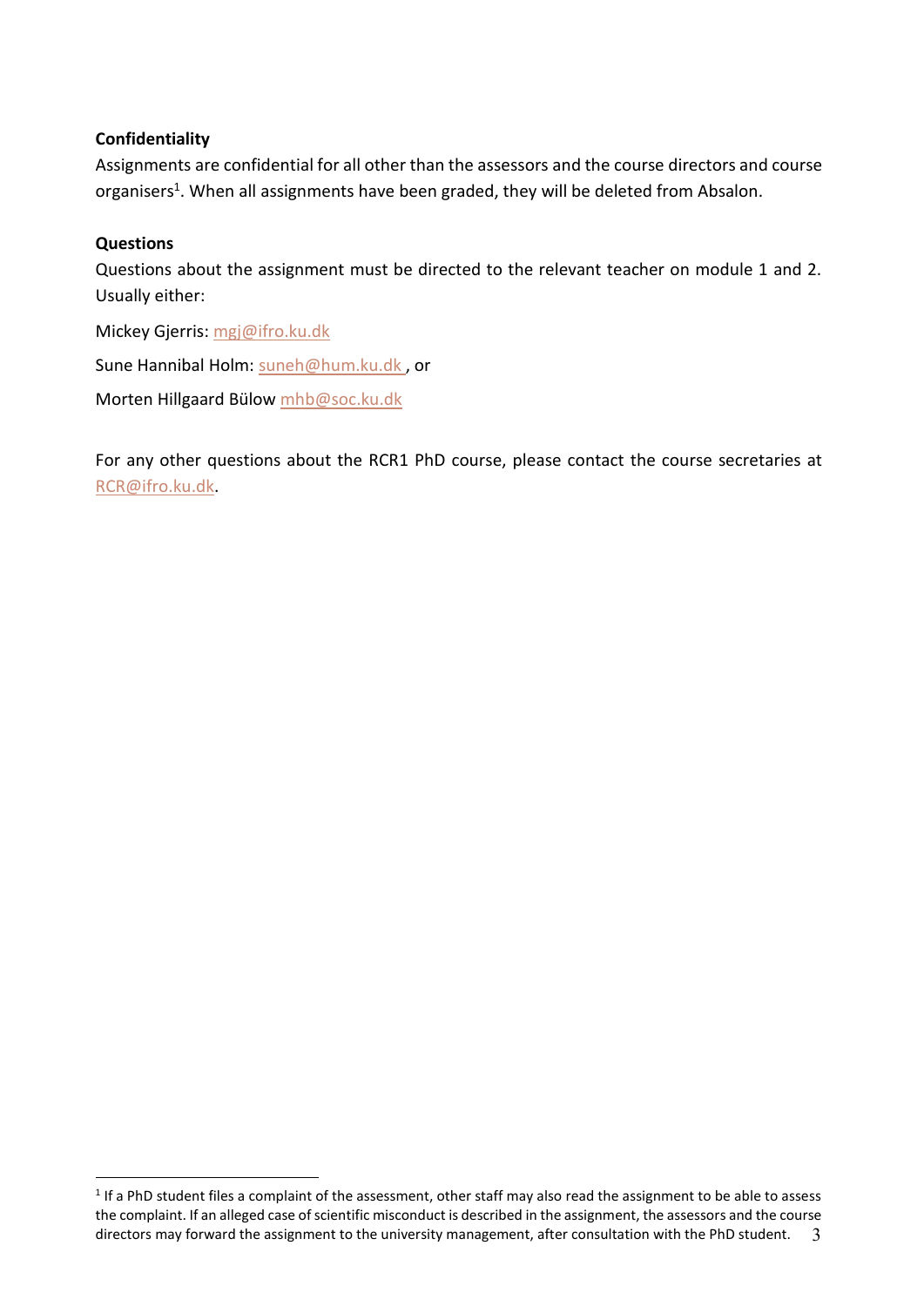**Confidentiality**

Assignments are confidential for all other than the assessors and the course directors and course organisers[1]. When all assignments have been graded, they will be deleted from Absalon.

**Questions**

Questions about the assignment must be directed to the relevant teacher on module 1 and 2. Usually either:

Mickey Gjerris: mgj@ifro.ku.dk

Sune Hannibal Holm: suneh@hum.ku.dk , or

Morten Hillgaard Bülow mhb@soc.ku.dk

For any other questions about the RCR1 PhD course, please contact the course secretaries at RCR@ifro.ku.dk.

[1] If a PhD student files a complaint of the assessment, other staff may also read the assignment to be able to assess the complaint. If an alleged case of scientific misconduct is described in the assignment, the assessors and the course directors may forward the assignment to the university management, after consultation with the PhD student.